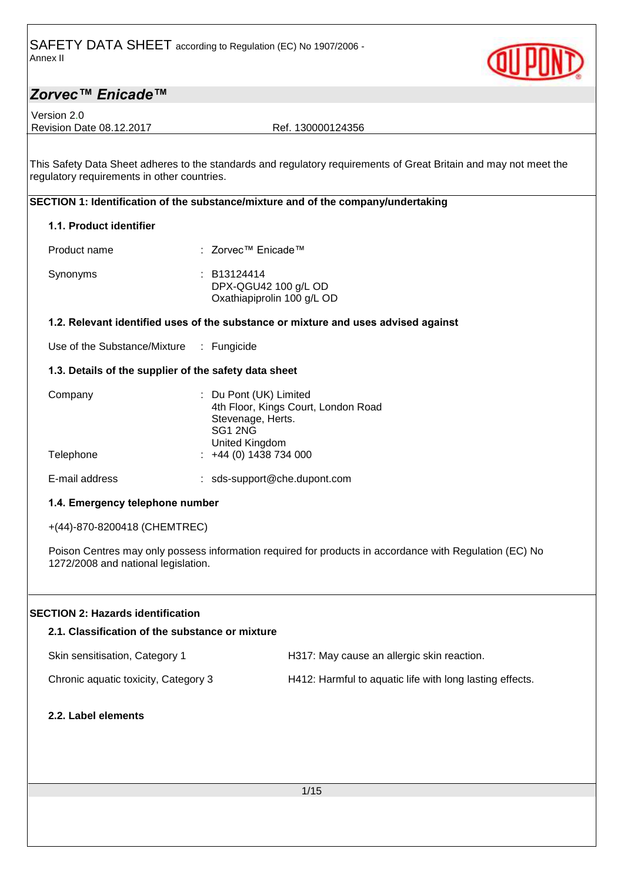SAFETY DATA SHEET according to Regulation (EC) No 1907/2006 - Annex II

# Zorvec™ Enicade™

Version 2.0
Revision Date 08.12.2017 Ref. 130000124356

This Safety Data Sheet adheres to the standards and regulatory requirements of Great Britain and may not meet the regulatory requirements in other countries.

## SECTION 1: Identification of the substance/mixture and of the company/undertaking

### 1.1. Product identifier

| | |
|---|---|
| Product name | : Zorvec™ Enicade™ |
| Synonyms | : B13124414<br>DPX-QGU42 100 g/L OD<br>Oxathiapiprolin 100 g/L OD |

### 1.2. Relevant identified uses of the substance or mixture and uses advised against

| | |
|---|---|
| Use of the Substance/Mixture | : Fungicide |

### 1.3. Details of the supplier of the safety data sheet

| | |
|---|---|
| Company | : Du Pont (UK) Limited<br>4th Floor, Kings Court, London Road<br>Stevenage, Herts.<br>SG1 2NG<br>United Kingdom |
| Telephone | : +44 (0) 1438 734 000 |
| E-mail address | : sds-support@che.dupont.com |

### 1.4. Emergency telephone number

+(44)-870-8200418 (CHEMTREC)

Poison Centres may only possess information required for products in accordance with Regulation (EC) No 1272/2008 and national legislation.

## SECTION 2: Hazards identification

### 2.1. Classification of the substance or mixture

| | |
|---|---|
| Skin sensitisation, Category 1 | H317: May cause an allergic skin reaction. |
| Chronic aquatic toxicity, Category 3 | H412: Harmful to aquatic life with long lasting effects. |

### 2.2. Label elements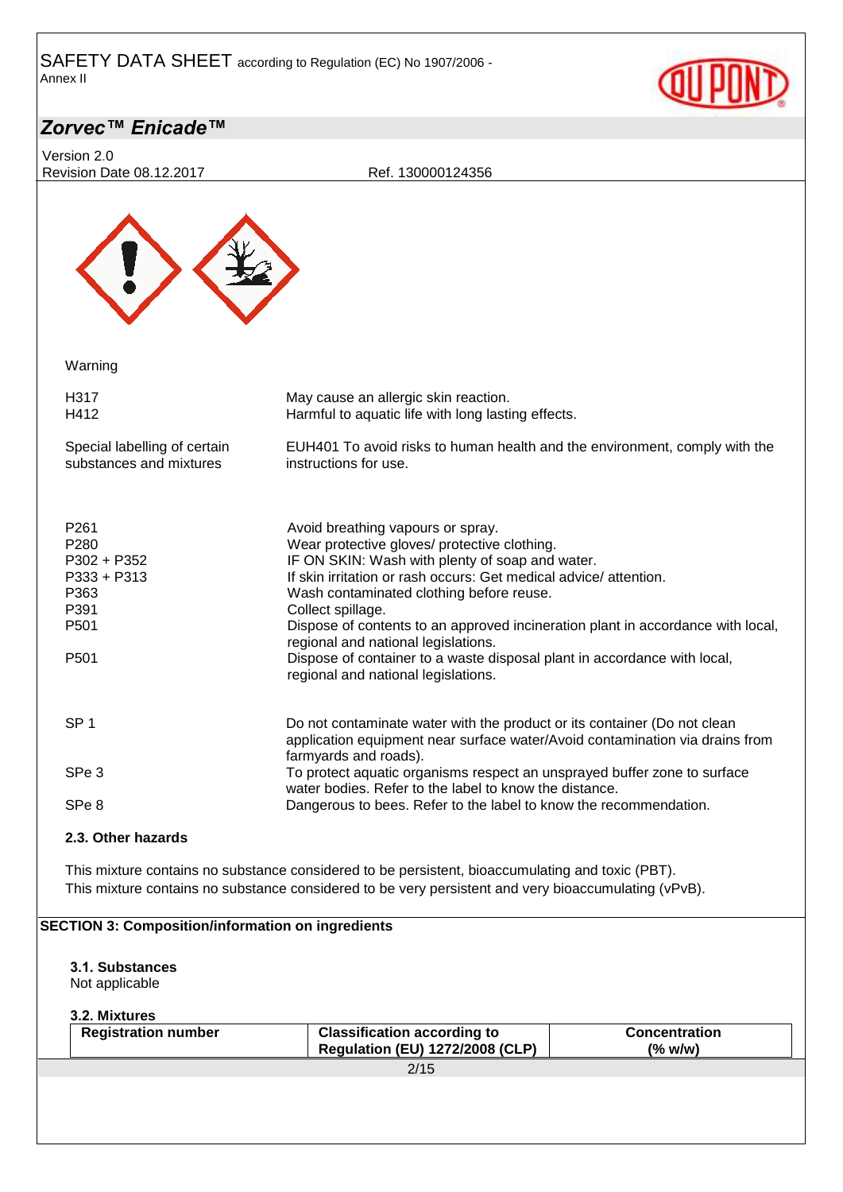Warning

| | |
|---|---|
| H317 | May cause an allergic skin reaction. |
| H412 | Harmful to aquatic life with long lasting effects. |

| | |
|---|---|
| Special labelling of certain substances and mixtures | EUH401 To avoid risks to human health and the environment, comply with the instructions for use. |

| | |
|---|---|
| P261 | Avoid breathing vapours or spray. |
| P280 | Wear protective gloves/ protective clothing. |
| P302 + P352 | IF ON SKIN: Wash with plenty of soap and water. |
| P333 + P313 | If skin irritation or rash occurs: Get medical advice/ attention. |
| P363 | Wash contaminated clothing before reuse. |
| P391 | Collect spillage. |
| P501 | Dispose of contents to an approved incineration plant in accordance with local, regional and national legislations. |
| P501 | Dispose of container to a waste disposal plant in accordance with local, regional and national legislations. |

| | |
|---|---|
| SP 1 | Do not contaminate water with the product or its container (Do not clean application equipment near surface water/Avoid contamination via drains from farmyards and roads). |
| SPe 3 | To protect aquatic organisms respect an unsprayed buffer zone to surface water bodies. Refer to the label to know the distance. |
| SPe 8 | Dangerous to bees. Refer to the label to know the recommendation. |

### 2.3. Other hazards

This mixture contains no substance considered to be persistent, bioaccumulating and toxic (PBT).
This mixture contains no substance considered to be very persistent and very bioaccumulating (vPvB).

## SECTION 3: Composition/information on ingredients

### 3.1. Substances

Not applicable

### 3.2. Mixtures

| Registration number | Classification according to Regulation (EU) 1272/2008 (CLP) | Concentration (% w/w) |
|---|---|---|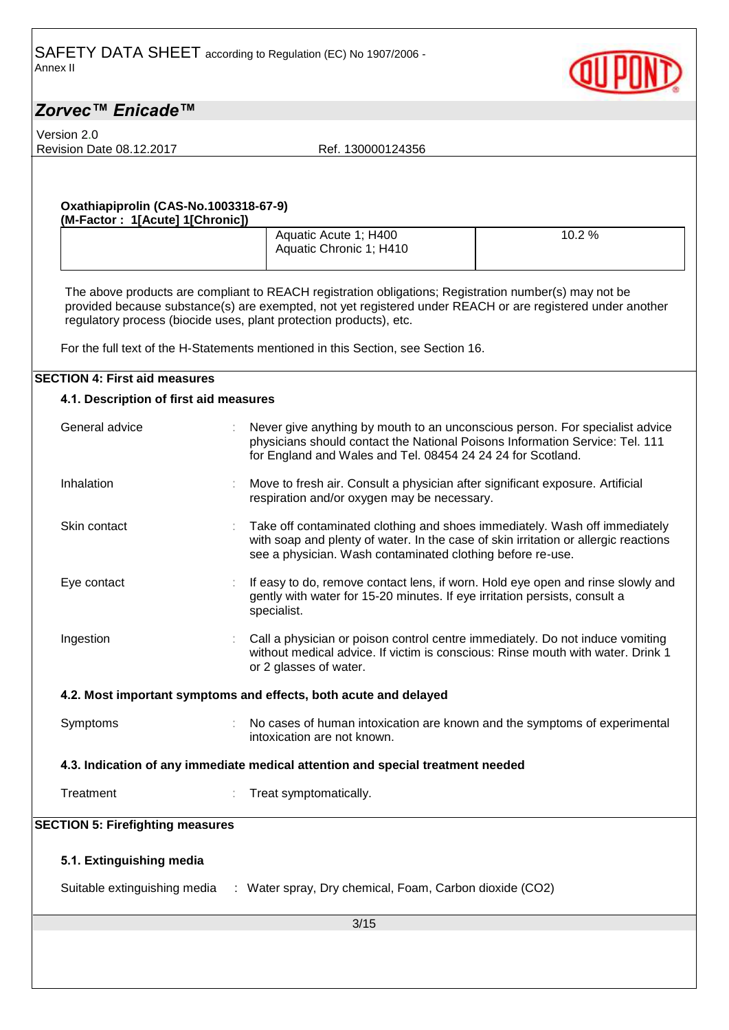**Oxathiapiprolin (CAS-No.1003318-67-9)**
**(M-Factor : 1[Acute] 1[Chronic])**

| | | |
|---|---|---|
| | Aquatic Acute 1; H400<br>Aquatic Chronic 1; H410 | 10.2 % |

The above products are compliant to REACH registration obligations; Registration number(s) may not be provided because substance(s) are exempted, not yet registered under REACH or are registered under another regulatory process (biocide uses, plant protection products), etc.

For the full text of the H-Statements mentioned in this Section, see Section 16.

## SECTION 4: First aid measures

### 4.1. Description of first aid measures

| | |
|---|---|
| General advice | : Never give anything by mouth to an unconscious person. For specialist advice physicians should contact the National Poisons Information Service: Tel. 111 for England and Wales and Tel. 08454 24 24 24 for Scotland. |
| Inhalation | : Move to fresh air. Consult a physician after significant exposure. Artificial respiration and/or oxygen may be necessary. |
| Skin contact | : Take off contaminated clothing and shoes immediately. Wash off immediately with soap and plenty of water. In the case of skin irritation or allergic reactions see a physician. Wash contaminated clothing before re-use. |
| Eye contact | : If easy to do, remove contact lens, if worn. Hold eye open and rinse slowly and gently with water for 15-20 minutes. If eye irritation persists, consult a specialist. |
| Ingestion | : Call a physician or poison control centre immediately. Do not induce vomiting without medical advice. If victim is conscious: Rinse mouth with water. Drink 1 or 2 glasses of water. |

### 4.2. Most important symptoms and effects, both acute and delayed

| | |
|---|---|
| Symptoms | : No cases of human intoxication are known and the symptoms of experimental intoxication are not known. |

### 4.3. Indication of any immediate medical attention and special treatment needed

| | |
|---|---|
| Treatment | : Treat symptomatically. |

## SECTION 5: Firefighting measures

### 5.1. Extinguishing media

| | |
|---|---|
| Suitable extinguishing media | : Water spray, Dry chemical, Foam, Carbon dioxide ($CO_2$) |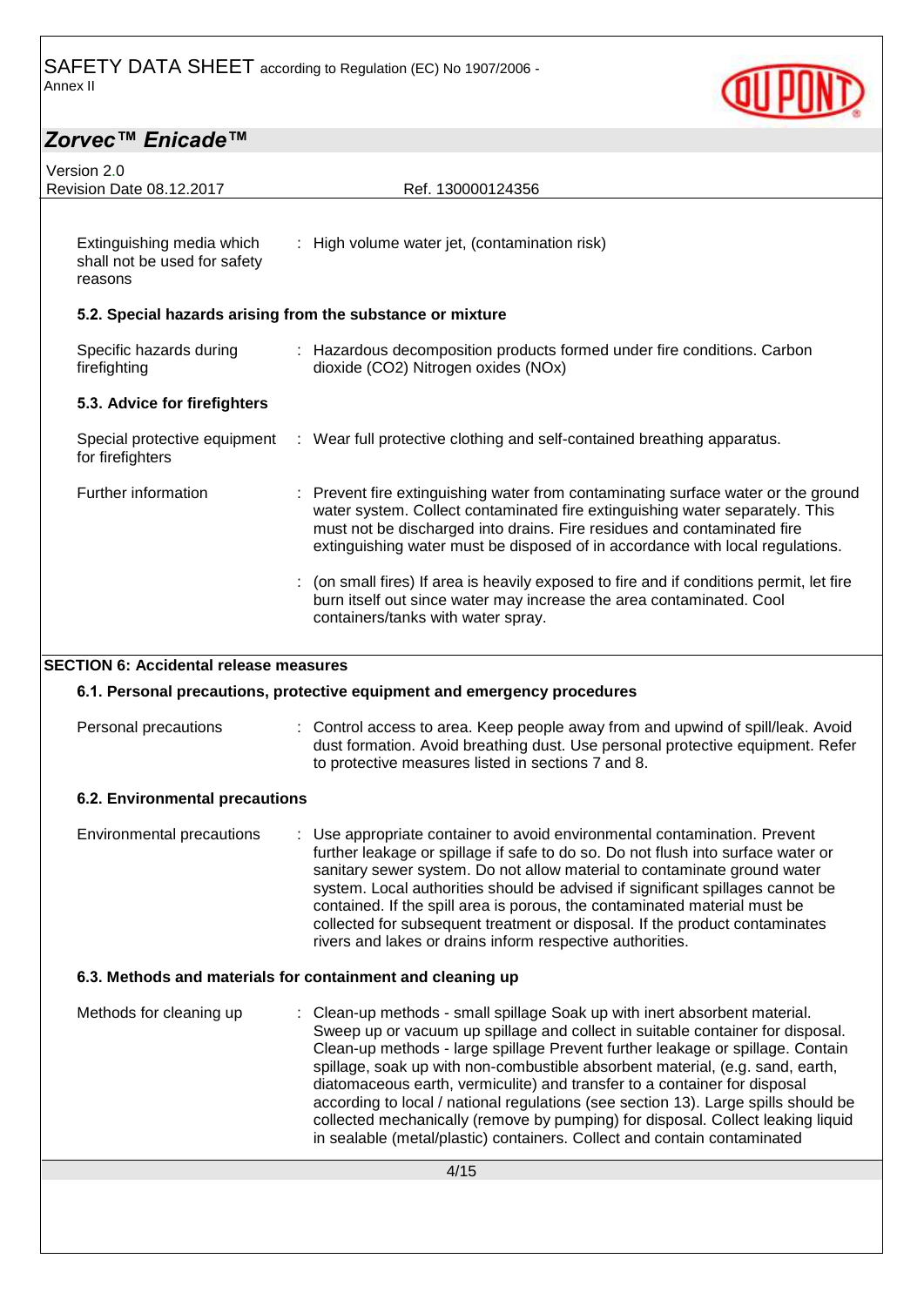| | |
|---|---|
| Extinguishing media which shall not be used for safety reasons | : High volume water jet, (contamination risk) |

### 5.2. Special hazards arising from the substance or mixture

| | |
|---|---|
| Specific hazards during firefighting | : Hazardous decomposition products formed under fire conditions. Carbon dioxide ($CO_2$) Nitrogen oxides (NOx) |

### 5.3. Advice for firefighters

| | |
|---|---|
| Special protective equipment for firefighters | : Wear full protective clothing and self-contained breathing apparatus. |
| Further information | : Prevent fire extinguishing water from contaminating surface water or the ground water system. Collect contaminated fire extinguishing water separately. This must not be discharged into drains. Fire residues and contaminated fire extinguishing water must be disposed of in accordance with local regulations. |
| | : (on small fires) If area is heavily exposed to fire and if conditions permit, let fire burn itself out since water may increase the area contaminated. Cool containers/tanks with water spray. |

## SECTION 6: Accidental release measures

### 6.1. Personal precautions, protective equipment and emergency procedures

| | |
|---|---|
| Personal precautions | : Control access to area. Keep people away from and upwind of spill/leak. Avoid dust formation. Avoid breathing dust. Use personal protective equipment. Refer to protective measures listed in sections 7 and 8. |

### 6.2. Environmental precautions

| | |
|---|---|
| Environmental precautions | : Use appropriate container to avoid environmental contamination. Prevent further leakage or spillage if safe to do so. Do not flush into surface water or sanitary sewer system. Do not allow material to contaminate ground water system. Local authorities should be advised if significant spillages cannot be contained. If the spill area is porous, the contaminated material must be collected for subsequent treatment or disposal. If the product contaminates rivers and lakes or drains inform respective authorities. |

### 6.3. Methods and materials for containment and cleaning up

| | |
|---|---|
| Methods for cleaning up | : Clean-up methods - small spillage Soak up with inert absorbent material. Sweep up or vacuum up spillage and collect in suitable container for disposal. Clean-up methods - large spillage Prevent further leakage or spillage. Contain spillage, soak up with non-combustible absorbent material, (e.g. sand, earth, diatomaceous earth, vermiculite) and transfer to a container for disposal according to local / national regulations (see section 13). Large spills should be collected mechanically (remove by pumping) for disposal. Collect leaking liquid in sealable (metal/plastic) containers. Collect and contain contaminated |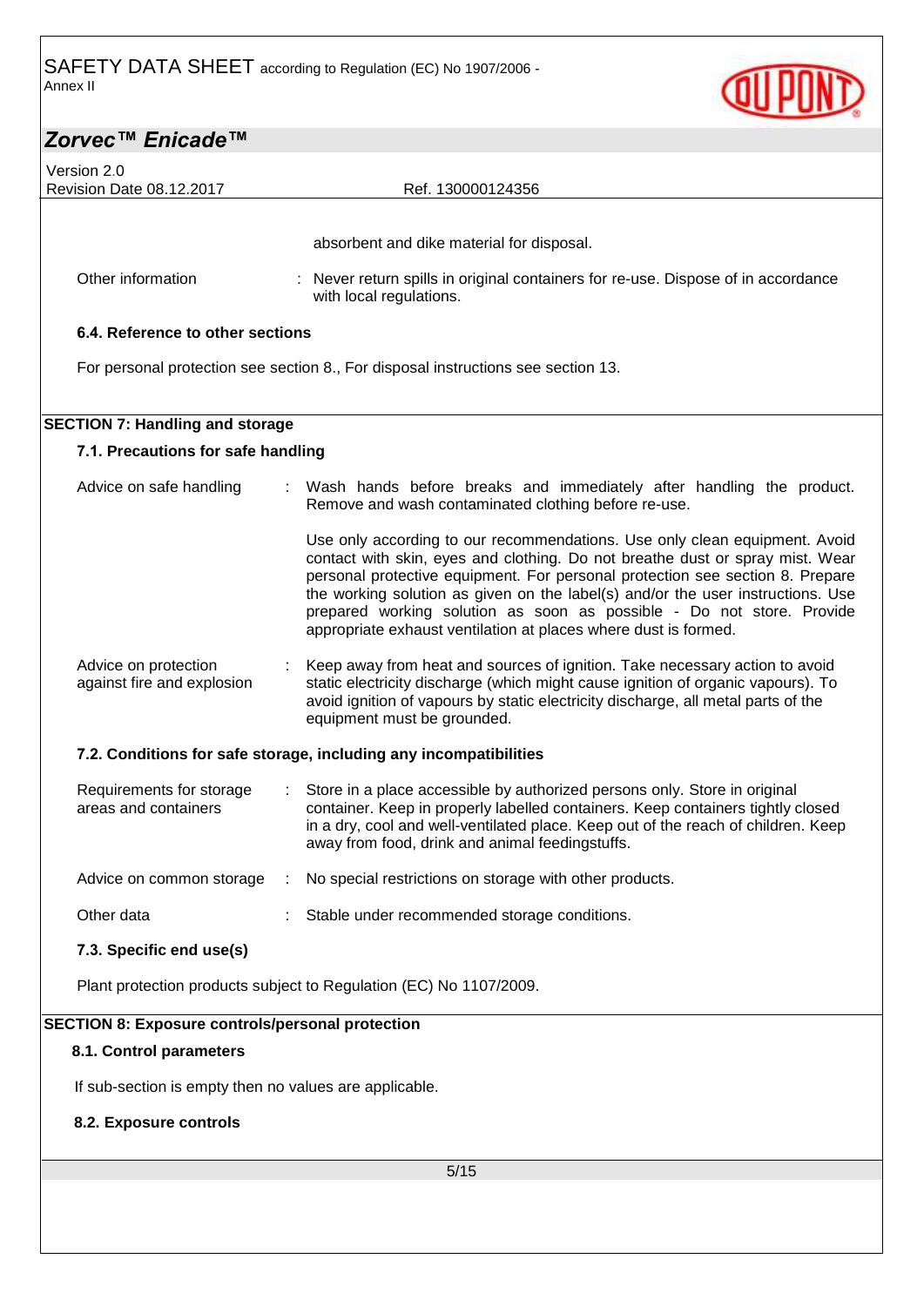absorbent and dike material for disposal.

| | |
|---|---|
| Other information | : Never return spills in original containers for re-use. Dispose of in accordance with local regulations. |

### 6.4. Reference to other sections

For personal protection see section 8., For disposal instructions see section 13.

## SECTION 7: Handling and storage

### 7.1. Precautions for safe handling

| | |
|---|---|
| Advice on safe handling | : Wash hands before breaks and immediately after handling the product. Remove and wash contaminated clothing before re-use.<br><br>Use only according to our recommendations. Use only clean equipment. Avoid contact with skin, eyes and clothing. Do not breathe dust or spray mist. Wear personal protective equipment. For personal protection see section 8. Prepare the working solution as given on the label(s) and/or the user instructions. Use prepared working solution as soon as possible - Do not store. Provide appropriate exhaust ventilation at places where dust is formed. |
| Advice on protection against fire and explosion | : Keep away from heat and sources of ignition. Take necessary action to avoid static electricity discharge (which might cause ignition of organic vapours). To avoid ignition of vapours by static electricity discharge, all metal parts of the equipment must be grounded. |

### 7.2. Conditions for safe storage, including any incompatibilities

| | |
|---|---|
| Requirements for storage areas and containers | : Store in a place accessible by authorized persons only. Store in original container. Keep in properly labelled containers. Keep containers tightly closed in a dry, cool and well-ventilated place. Keep out of the reach of children. Keep away from food, drink and animal feedingstuffs. |
| Advice on common storage | : No special restrictions on storage with other products. |
| Other data | : Stable under recommended storage conditions. |

### 7.3. Specific end use(s)

Plant protection products subject to Regulation (EC) No 1107/2009.

## SECTION 8: Exposure controls/personal protection

### 8.1. Control parameters

If sub-section is empty then no values are applicable.

### 8.2. Exposure controls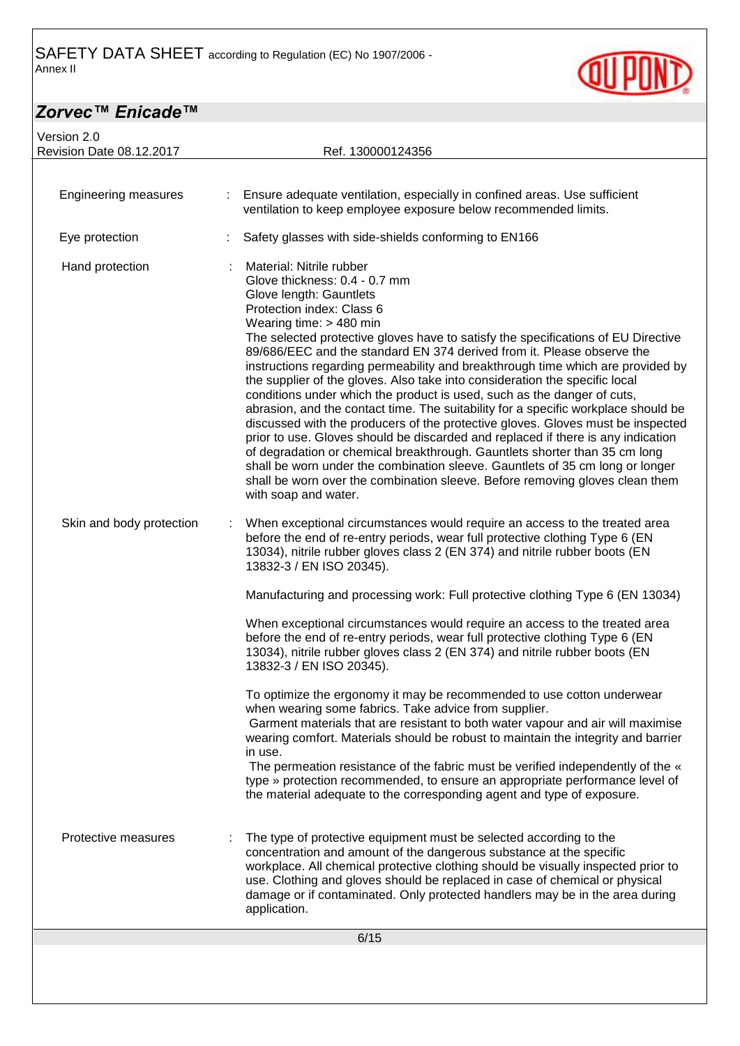| | |
|---|---|
| Engineering measures | : Ensure adequate ventilation, especially in confined areas. Use sufficient ventilation to keep employee exposure below recommended limits. |
| Eye protection | : Safety glasses with side-shields conforming to EN166 |
| Hand protection | : Material: Nitrile rubber<br>Glove thickness: 0.4 - 0.7 mm<br>Glove length: Gauntlets<br>Protection index: Class 6<br>Wearing time: > 480 min<br>The selected protective gloves have to satisfy the specifications of EU Directive 89/686/EEC and the standard EN 374 derived from it. Please observe the instructions regarding permeability and breakthrough time which are provided by the supplier of the gloves. Also take into consideration the specific local conditions under which the product is used, such as the danger of cuts, abrasion, and the contact time. The suitability for a specific workplace should be discussed with the producers of the protective gloves. Gloves must be inspected prior to use. Gloves should be discarded and replaced if there is any indication of degradation or chemical breakthrough. Gauntlets shorter than 35 cm long shall be worn under the combination sleeve. Gauntlets of 35 cm long or longer shall be worn over the combination sleeve. Before removing gloves clean them with soap and water. |
| Skin and body protection | : When exceptional circumstances would require an access to the treated area before the end of re-entry periods, wear full protective clothing Type 6 (EN 13034), nitrile rubber gloves class 2 (EN 374) and nitrile rubber boots (EN 13832-3 / EN ISO 20345).<br><br>Manufacturing and processing work: Full protective clothing Type 6 (EN 13034)<br><br>When exceptional circumstances would require an access to the treated area before the end of re-entry periods, wear full protective clothing Type 6 (EN 13034), nitrile rubber gloves class 2 (EN 374) and nitrile rubber boots (EN 13832-3 / EN ISO 20345).<br><br>To optimize the ergonomy it may be recommended to use cotton underwear when wearing some fabrics. Take advice from supplier.<br>Garment materials that are resistant to both water vapour and air will maximise wearing comfort. Materials should be robust to maintain the integrity and barrier in use.<br>The permeation resistance of the fabric must be verified independently of the « type » protection recommended, to ensure an appropriate performance level of the material adequate to the corresponding agent and type of exposure. |
| Protective measures | : The type of protective equipment must be selected according to the concentration and amount of the dangerous substance at the specific workplace. All chemical protective clothing should be visually inspected prior to use. Clothing and gloves should be replaced in case of chemical or physical damage or if contaminated. Only protected handlers may be in the area during application. |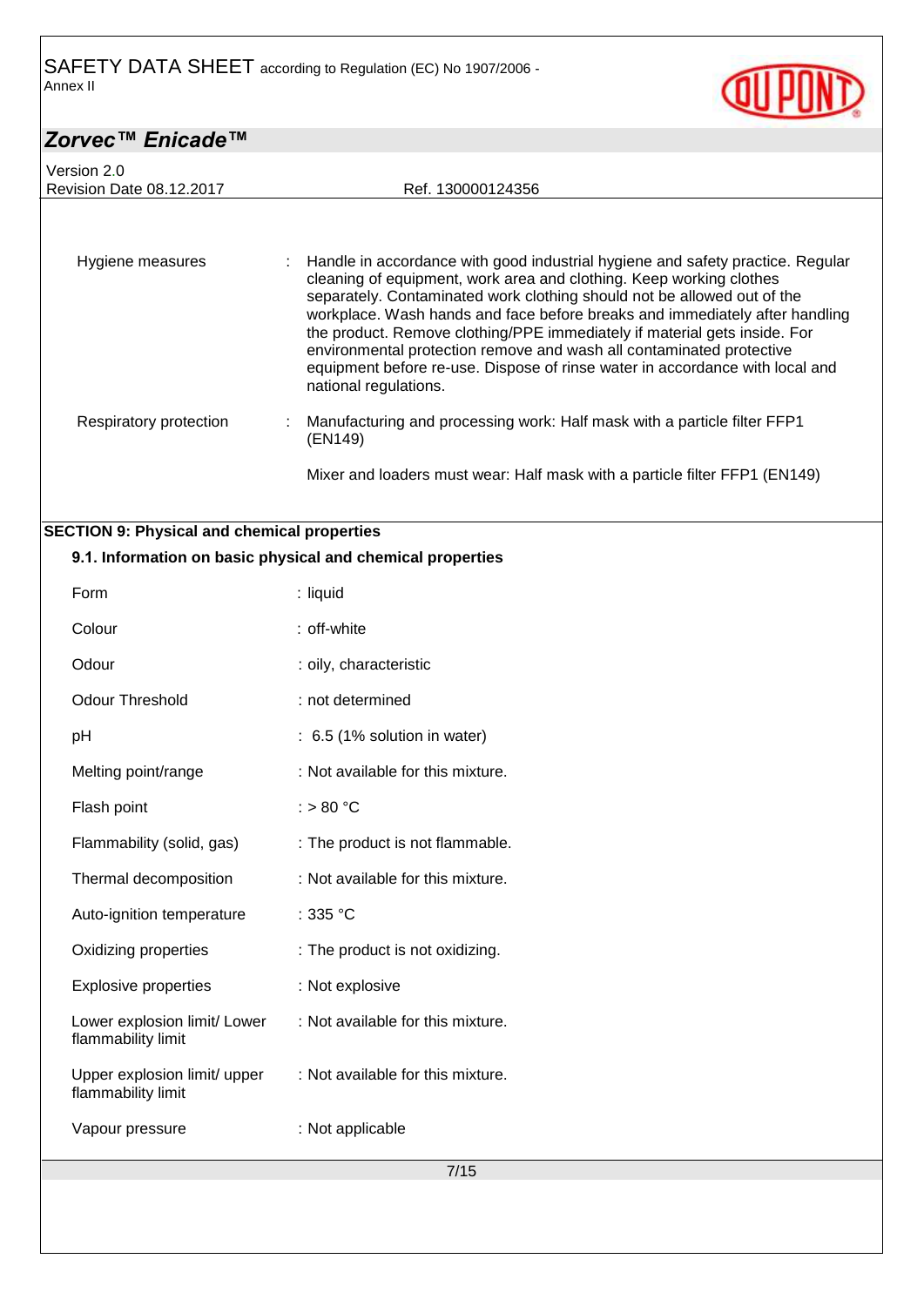| | |
|---|---|
| Hygiene measures | : Handle in accordance with good industrial hygiene and safety practice. Regular cleaning of equipment, work area and clothing. Keep working clothes separately. Contaminated work clothing should not be allowed out of the workplace. Wash hands and face before breaks and immediately after handling the product. Remove clothing/PPE immediately if material gets inside. For environmental protection remove and wash all contaminated protective equipment before re-use. Dispose of rinse water in accordance with local and national regulations. |
| Respiratory protection | : Manufacturing and processing work: Half mask with a particle filter FFP1 (EN149)<br><br>Mixer and loaders must wear: Half mask with a particle filter FFP1 (EN149) |

## SECTION 9: Physical and chemical properties

### 9.1. Information on basic physical and chemical properties

| | |
|---|---|
| Form | : liquid |
| Colour | : off-white |
| Odour | : oily, characteristic |
| Odour Threshold | : not determined |
| pH | : 6.5 (1% solution in water) |
| Melting point/range | : Not available for this mixture. |
| Flash point | : > 80 °C |
| Flammability (solid, gas) | : The product is not flammable. |
| Thermal decomposition | : Not available for this mixture. |
| Auto-ignition temperature | : 335 °C |
| Oxidizing properties | : The product is not oxidizing. |
| Explosive properties | : Not explosive |
| Lower explosion limit/ Lower flammability limit | : Not available for this mixture. |
| Upper explosion limit/ upper flammability limit | : Not available for this mixture. |
| Vapour pressure | : Not applicable |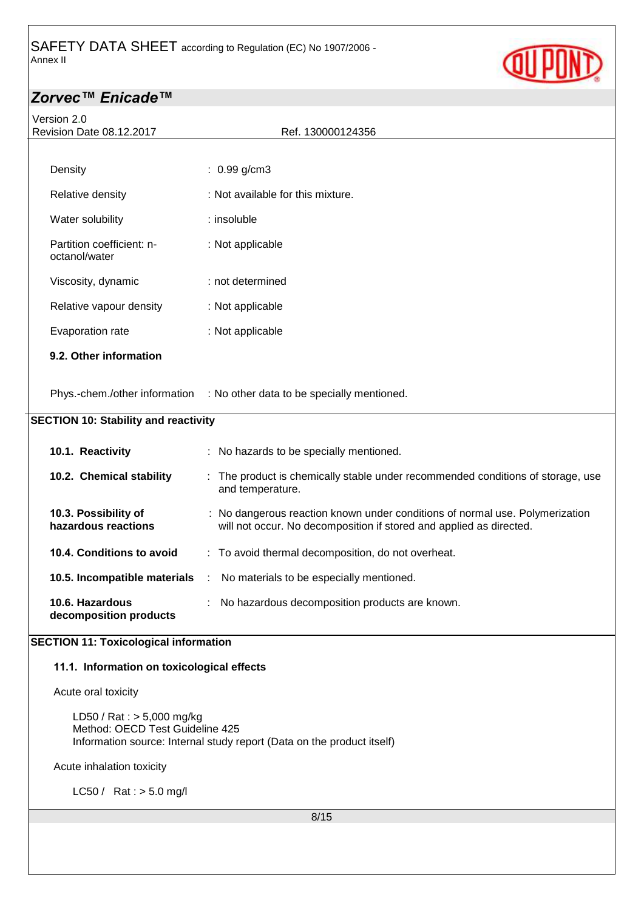| | |
|---|---|
| Density | : 0.99 g/cm3 |
| Relative density | : Not available for this mixture. |
| Water solubility | : insoluble |
| Partition coefficient: n-octanol/water | : Not applicable |
| Viscosity, dynamic | : not determined |
| Relative vapour density | : Not applicable |
| Evaporation rate | : Not applicable |

**9.2. Other information**

| | |
|---|---|
| Phys.-chem./other information | : No other data to be specially mentioned. |

## SECTION 10: Stability and reactivity

| | |
|---|---|
| **10.1. Reactivity** | : No hazards to be specially mentioned. |
| **10.2. Chemical stability** | : The product is chemically stable under recommended conditions of storage, use and temperature. |
| **10.3. Possibility of hazardous reactions** | : No dangerous reaction known under conditions of normal use. Polymerization will not occur. No decomposition if stored and applied as directed. |
| **10.4. Conditions to avoid** | : To avoid thermal decomposition, do not overheat. |
| **10.5. Incompatible materials** | : No materials to be especially mentioned. |
| **10.6. Hazardous decomposition products** | : No hazardous decomposition products are known. |

## SECTION 11: Toxicological information

### 11.1. Information on toxicological effects

Acute oral toxicity

LD50 / Rat : > 5,000 mg/kg
Method: OECD Test Guideline 425
Information source: Internal study report (Data on the product itself)

Acute inhalation toxicity

LC50 / Rat : > 5.0 mg/l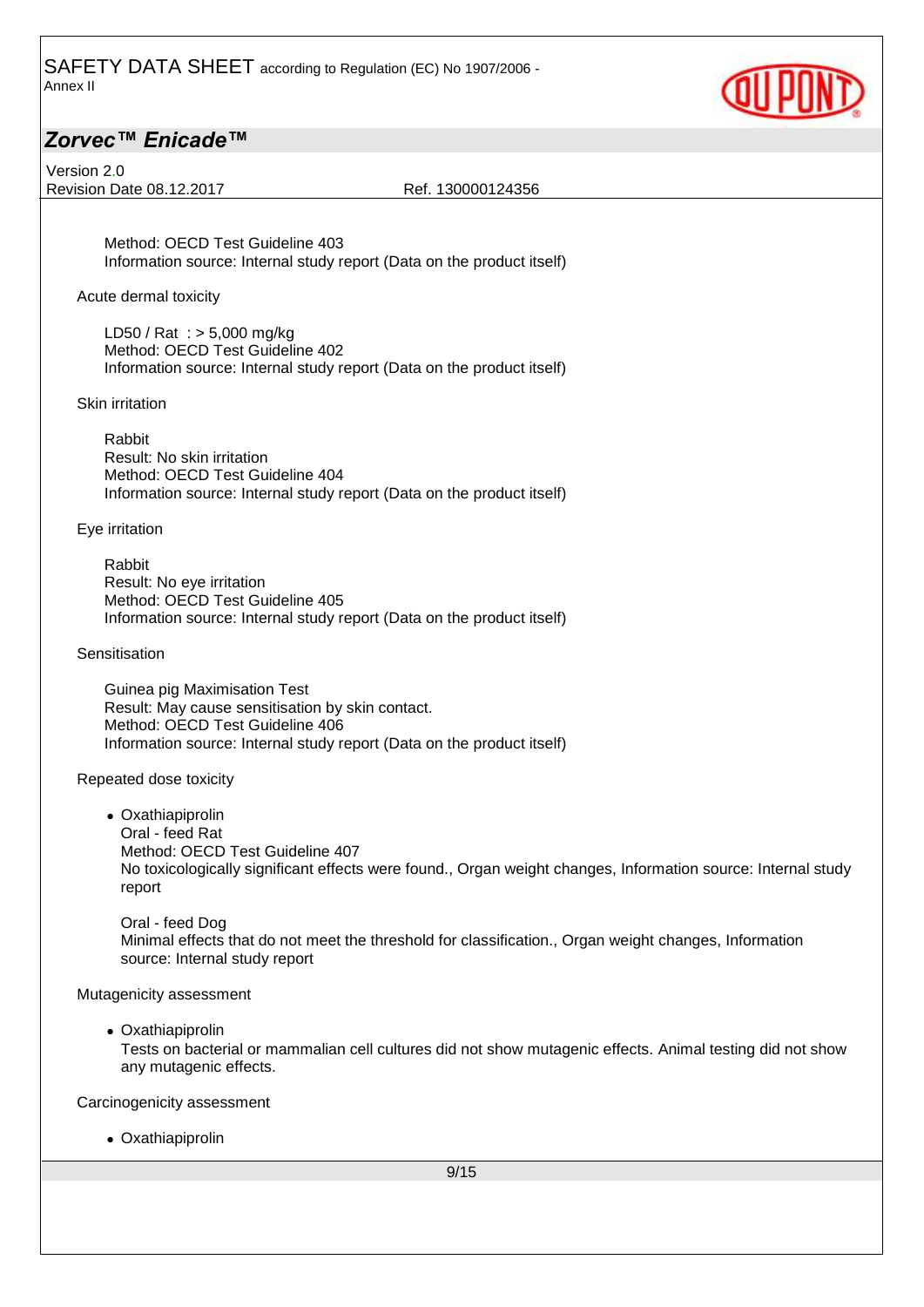Method: OECD Test Guideline 403
Information source: Internal study report (Data on the product itself)

Acute dermal toxicity

LD50 / Rat : > 5,000 mg/kg
Method: OECD Test Guideline 402
Information source: Internal study report (Data on the product itself)

Skin irritation

Rabbit
Result: No skin irritation
Method: OECD Test Guideline 404
Information source: Internal study report (Data on the product itself)

Eye irritation

Rabbit
Result: No eye irritation
Method: OECD Test Guideline 405
Information source: Internal study report (Data on the product itself)

Sensitisation

Guinea pig Maximisation Test
Result: May cause sensitisation by skin contact.
Method: OECD Test Guideline 406
Information source: Internal study report (Data on the product itself)

Repeated dose toxicity

- Oxathiapiprolin
  Oral - feed Rat
  Method: OECD Test Guideline 407
  No toxicologically significant effects were found., Organ weight changes, Information source: Internal study report

  Oral - feed Dog
  Minimal effects that do not meet the threshold for classification., Organ weight changes, Information source: Internal study report

Mutagenicity assessment

- Oxathiapiprolin
  Tests on bacterial or mammalian cell cultures did not show mutagenic effects. Animal testing did not show any mutagenic effects.

Carcinogenicity assessment

- Oxathiapiprolin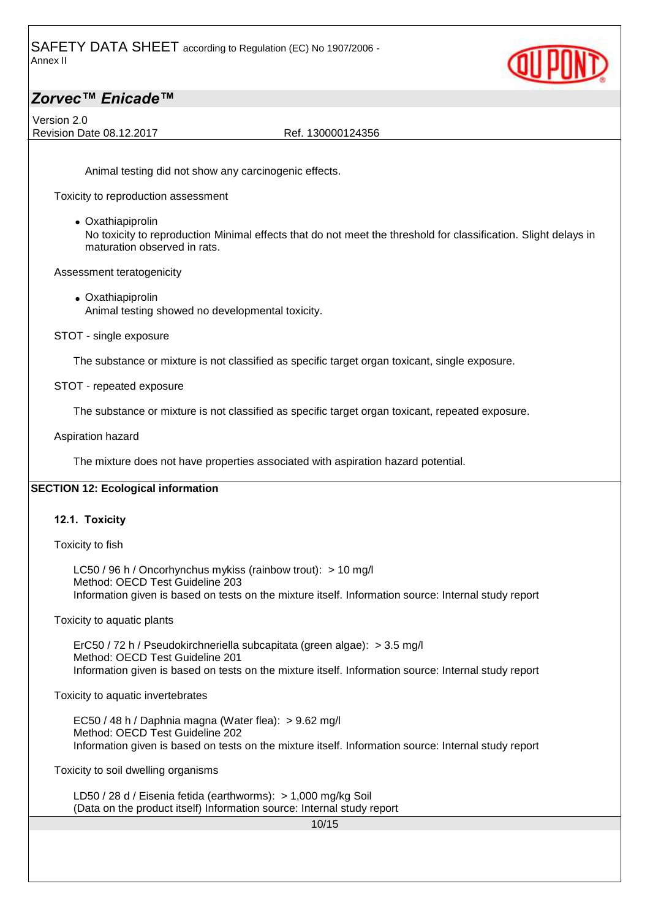Animal testing did not show any carcinogenic effects.

Toxicity to reproduction assessment

- Oxathiapiprolin
  No toxicity to reproduction Minimal effects that do not meet the threshold for classification. Slight delays in maturation observed in rats.

Assessment teratogenicity

- Oxathiapiprolin
  Animal testing showed no developmental toxicity.

STOT - single exposure

The substance or mixture is not classified as specific target organ toxicant, single exposure.

STOT - repeated exposure

The substance or mixture is not classified as specific target organ toxicant, repeated exposure.

Aspiration hazard

The mixture does not have properties associated with aspiration hazard potential.

## SECTION 12: Ecological information

### 12.1. Toxicity

Toxicity to fish

LC50 / 96 h / Oncorhynchus mykiss (rainbow trout): > 10 mg/l
Method: OECD Test Guideline 203
Information given is based on tests on the mixture itself. Information source: Internal study report

Toxicity to aquatic plants

ErC50 / 72 h / Pseudokirchneriella subcapitata (green algae): > 3.5 mg/l
Method: OECD Test Guideline 201
Information given is based on tests on the mixture itself. Information source: Internal study report

Toxicity to aquatic invertebrates

EC50 / 48 h / Daphnia magna (Water flea): > 9.62 mg/l
Method: OECD Test Guideline 202
Information given is based on tests on the mixture itself. Information source: Internal study report

Toxicity to soil dwelling organisms

LD50 / 28 d / Eisenia fetida (earthworms): > 1,000 mg/kg Soil
(Data on the product itself) Information source: Internal study report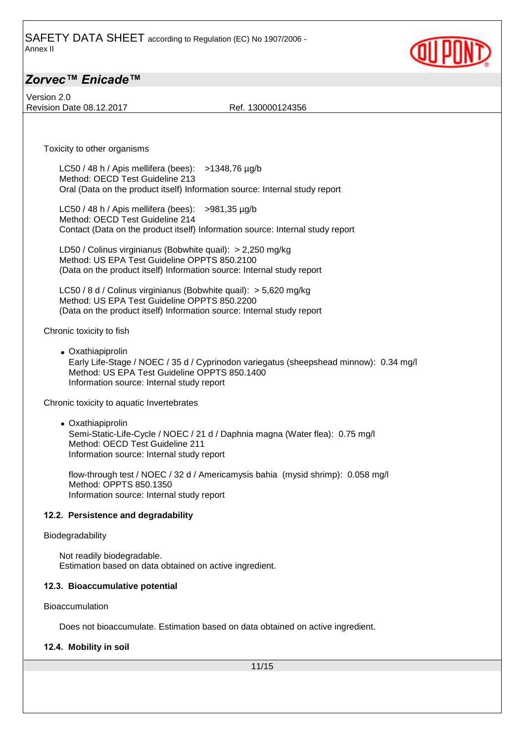Toxicity to other organisms

LC50 / 48 h / Apis mellifera (bees): >1348,76 µg/b
Method: OECD Test Guideline 213
Oral (Data on the product itself) Information source: Internal study report

LC50 / 48 h / Apis mellifera (bees): >981,35 µg/b
Method: OECD Test Guideline 214
Contact (Data on the product itself) Information source: Internal study report

LD50 / Colinus virginianus (Bobwhite quail): > 2,250 mg/kg
Method: US EPA Test Guideline OPPTS 850.2100
(Data on the product itself) Information source: Internal study report

LC50 / 8 d / Colinus virginianus (Bobwhite quail): > 5,620 mg/kg
Method: US EPA Test Guideline OPPTS 850.2200
(Data on the product itself) Information source: Internal study report

Chronic toxicity to fish

- Oxathiapiprolin
  Early Life-Stage / NOEC / 35 d / Cyprinodon variegatus (sheepshead minnow): 0.34 mg/l
  Method: US EPA Test Guideline OPPTS 850.1400
  Information source: Internal study report

Chronic toxicity to aquatic Invertebrates

- Oxathiapiprolin
  Semi-Static-Life-Cycle / NOEC / 21 d / Daphnia magna (Water flea): 0.75 mg/l
  Method: OECD Test Guideline 211
  Information source: Internal study report

  flow-through test / NOEC / 32 d / Americamysis bahia (mysid shrimp): 0.058 mg/l
  Method: OPPTS 850.1350
  Information source: Internal study report

**12.2. Persistence and degradability**

Biodegradability

Not readily biodegradable.
Estimation based on data obtained on active ingredient.

**12.3. Bioaccumulative potential**

Bioaccumulation

Does not bioaccumulate. Estimation based on data obtained on active ingredient.

**12.4. Mobility in soil**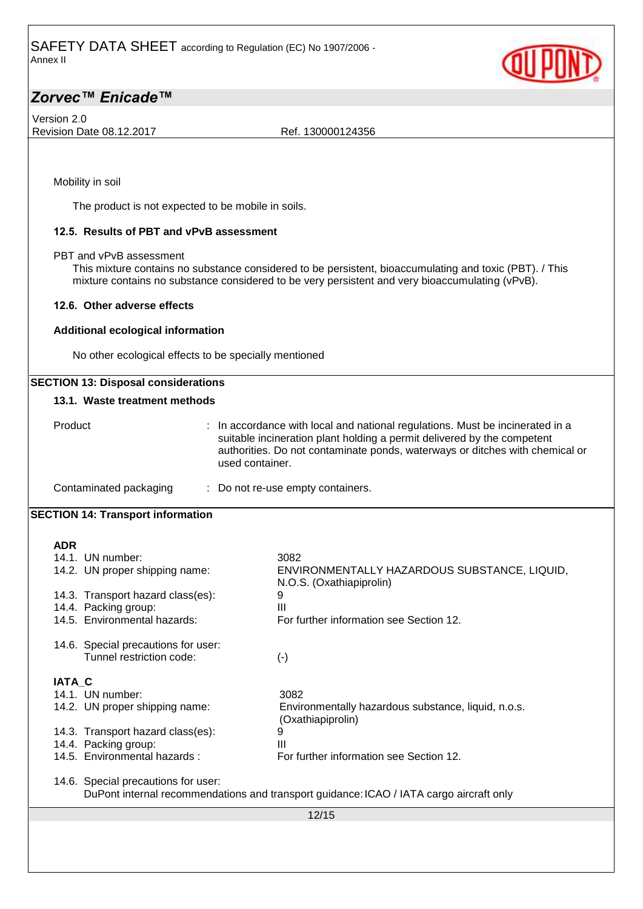Mobility in soil

The product is not expected to be mobile in soils.

### 12.5. Results of PBT and vPvB assessment

PBT and vPvB assessment

This mixture contains no substance considered to be persistent, bioaccumulating and toxic (PBT). / This mixture contains no substance considered to be very persistent and very bioaccumulating (vPvB).

### 12.6. Other adverse effects

**Additional ecological information**

No other ecological effects to be specially mentioned

## SECTION 13: Disposal considerations

### 13.1. Waste treatment methods

| | |
|---|---|
| Product | : In accordance with local and national regulations. Must be incinerated in a suitable incineration plant holding a permit delivered by the competent authorities. Do not contaminate ponds, waterways or ditches with chemical or used container. |
| Contaminated packaging | : Do not re-use empty containers. |

## SECTION 14: Transport information

**ADR**

| | |
|---|---|
| 14.1. UN number: | 3082 |
| 14.2. UN proper shipping name: | ENVIRONMENTALLY HAZARDOUS SUBSTANCE, LIQUID, N.O.S. (Oxathiapiprolin) |
| 14.3. Transport hazard class(es): | 9 |
| 14.4. Packing group: | III |
| 14.5. Environmental hazards: | For further information see Section 12. |
| 14.6. Special precautions for user: | |
| Tunnel restriction code: | (-) |

**IATA_C**

| | |
|---|---|
| 14.1. UN number: | 3082 |
| 14.2. UN proper shipping name: | Environmentally hazardous substance, liquid, n.o.s. (Oxathiapiprolin) |
| 14.3. Transport hazard class(es): | 9 |
| 14.4. Packing group: | III |
| 14.5. Environmental hazards : | For further information see Section 12. |

14.6. Special precautions for user:

DuPont internal recommendations and transport guidance: ICAO / IATA cargo aircraft only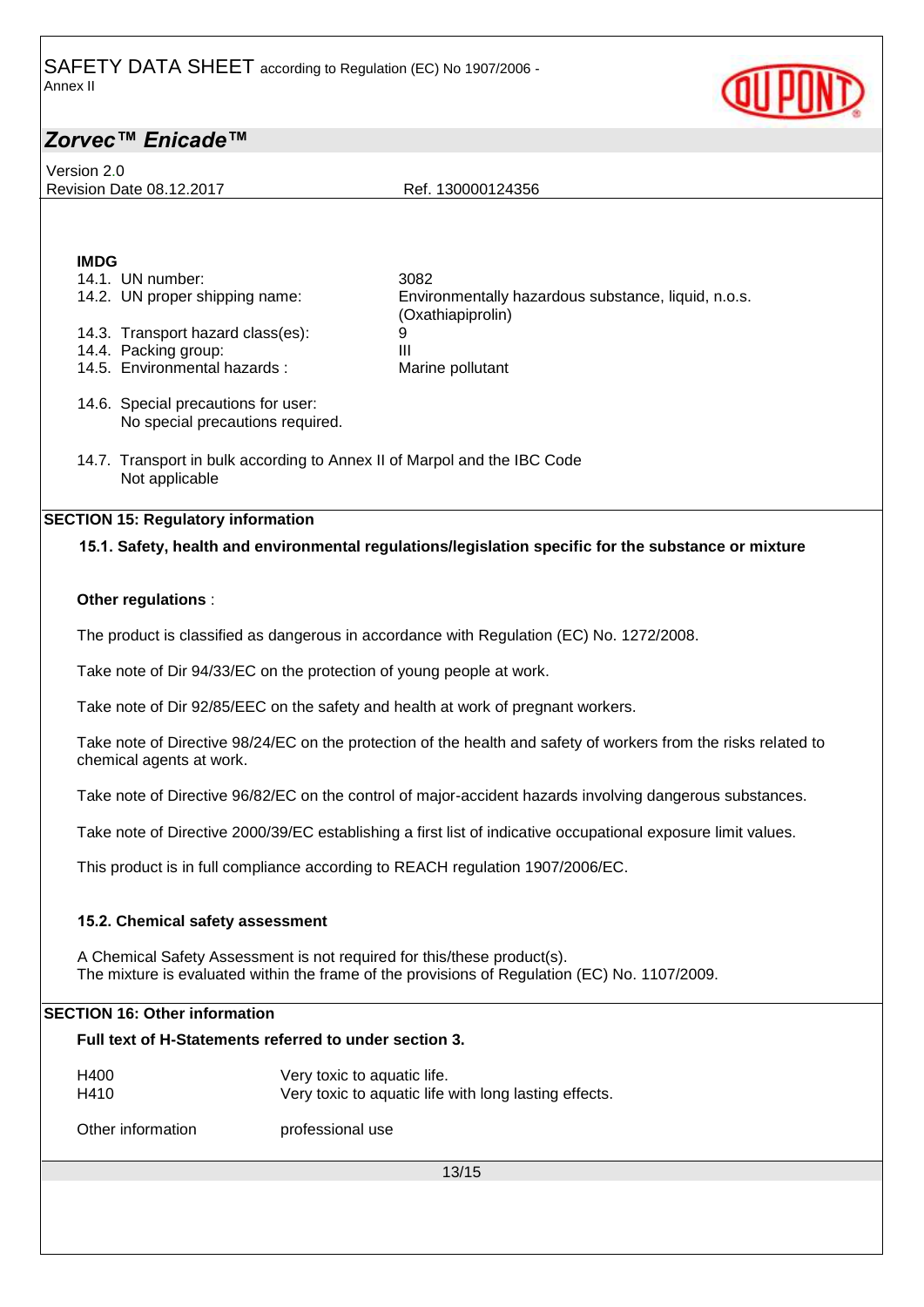**IMDG**

| | |
|---|---|
| 14.1. UN number: | 3082 |
| 14.2. UN proper shipping name: | Environmentally hazardous substance, liquid, n.o.s. (Oxathiapiprolin) |
| 14.3. Transport hazard class(es): | 9 |
| 14.4. Packing group: | III |
| 14.5. Environmental hazards : | Marine pollutant |

14.6. Special precautions for user:
No special precautions required.

14.7. Transport in bulk according to Annex II of Marpol and the IBC Code
Not applicable

## SECTION 15: Regulatory information

### 15.1. Safety, health and environmental regulations/legislation specific for the substance or mixture

**Other regulations** :

The product is classified as dangerous in accordance with Regulation (EC) No. 1272/2008.

Take note of Dir 94/33/EC on the protection of young people at work.

Take note of Dir 92/85/EEC on the safety and health at work of pregnant workers.

Take note of Directive 98/24/EC on the protection of the health and safety of workers from the risks related to chemical agents at work.

Take note of Directive 96/82/EC on the control of major-accident hazards involving dangerous substances.

Take note of Directive 2000/39/EC establishing a first list of indicative occupational exposure limit values.

This product is in full compliance according to REACH regulation 1907/2006/EC.

### 15.2. Chemical safety assessment

A Chemical Safety Assessment is not required for this/these product(s).
The mixture is evaluated within the frame of the provisions of Regulation (EC) No. 1107/2009.

## SECTION 16: Other information

**Full text of H-Statements referred to under section 3.**

| | |
|---|---|
| H400 | Very toxic to aquatic life. |
| H410 | Very toxic to aquatic life with long lasting effects. |

Other information professional use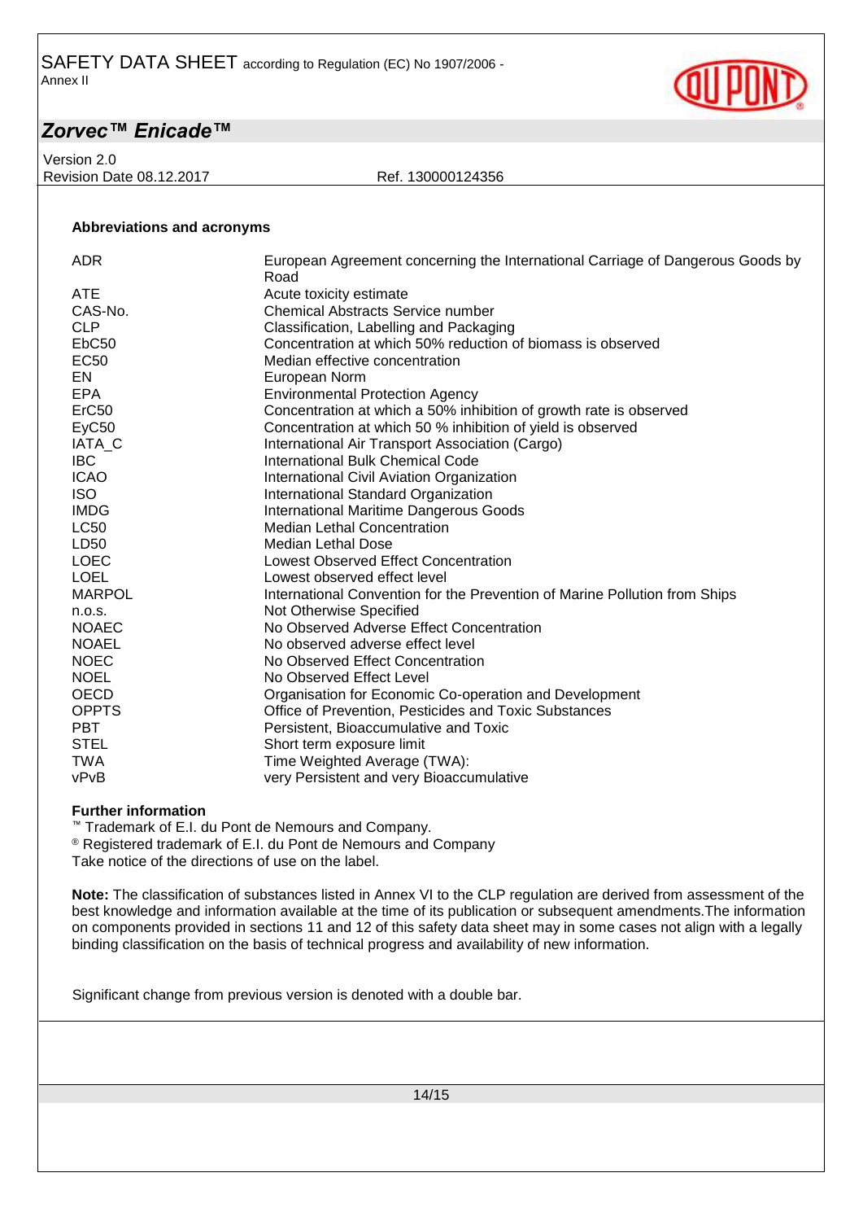### Abbreviations and acronyms

| | |
|---|---|
| ADR | European Agreement concerning the International Carriage of Dangerous Goods by Road |
| ATE | Acute toxicity estimate |
| CAS-No. | Chemical Abstracts Service number |
| CLP | Classification, Labelling and Packaging |
| EbC50 | Concentration at which 50% reduction of biomass is observed |
| EC50 | Median effective concentration |
| EN | European Norm |
| EPA | Environmental Protection Agency |
| ErC50 | Concentration at which a 50% inhibition of growth rate is observed |
| EyC50 | Concentration at which 50 % inhibition of yield is observed |
| IATA_C | International Air Transport Association (Cargo) |
| IBC | International Bulk Chemical Code |
| ICAO | International Civil Aviation Organization |
| ISO | International Standard Organization |
| IMDG | International Maritime Dangerous Goods |
| LC50 | Median Lethal Concentration |
| LD50 | Median Lethal Dose |
| LOEC | Lowest Observed Effect Concentration |
| LOEL | Lowest observed effect level |
| MARPOL | International Convention for the Prevention of Marine Pollution from Ships |
| n.o.s. | Not Otherwise Specified |
| NOAEC | No Observed Adverse Effect Concentration |
| NOAEL | No observed adverse effect level |
| NOEC | No Observed Effect Concentration |
| NOEL | No Observed Effect Level |
| OECD | Organisation for Economic Co-operation and Development |
| OPPTS | Office of Prevention, Pesticides and Toxic Substances |
| PBT | Persistent, Bioaccumulative and Toxic |
| STEL | Short term exposure limit |
| TWA | Time Weighted Average (TWA): |
| vPvB | very Persistent and very Bioaccumulative |

**Further information**

™ Trademark of E.I. du Pont de Nemours and Company.
® Registered trademark of E.I. du Pont de Nemours and Company
Take notice of the directions of use on the label.

**Note:** The classification of substances listed in Annex VI to the CLP regulation are derived from assessment of the best knowledge and information available at the time of its publication or subsequent amendments.The information on components provided in sections 11 and 12 of this safety data sheet may in some cases not align with a legally binding classification on the basis of technical progress and availability of new information.

Significant change from previous version is denoted with a double bar.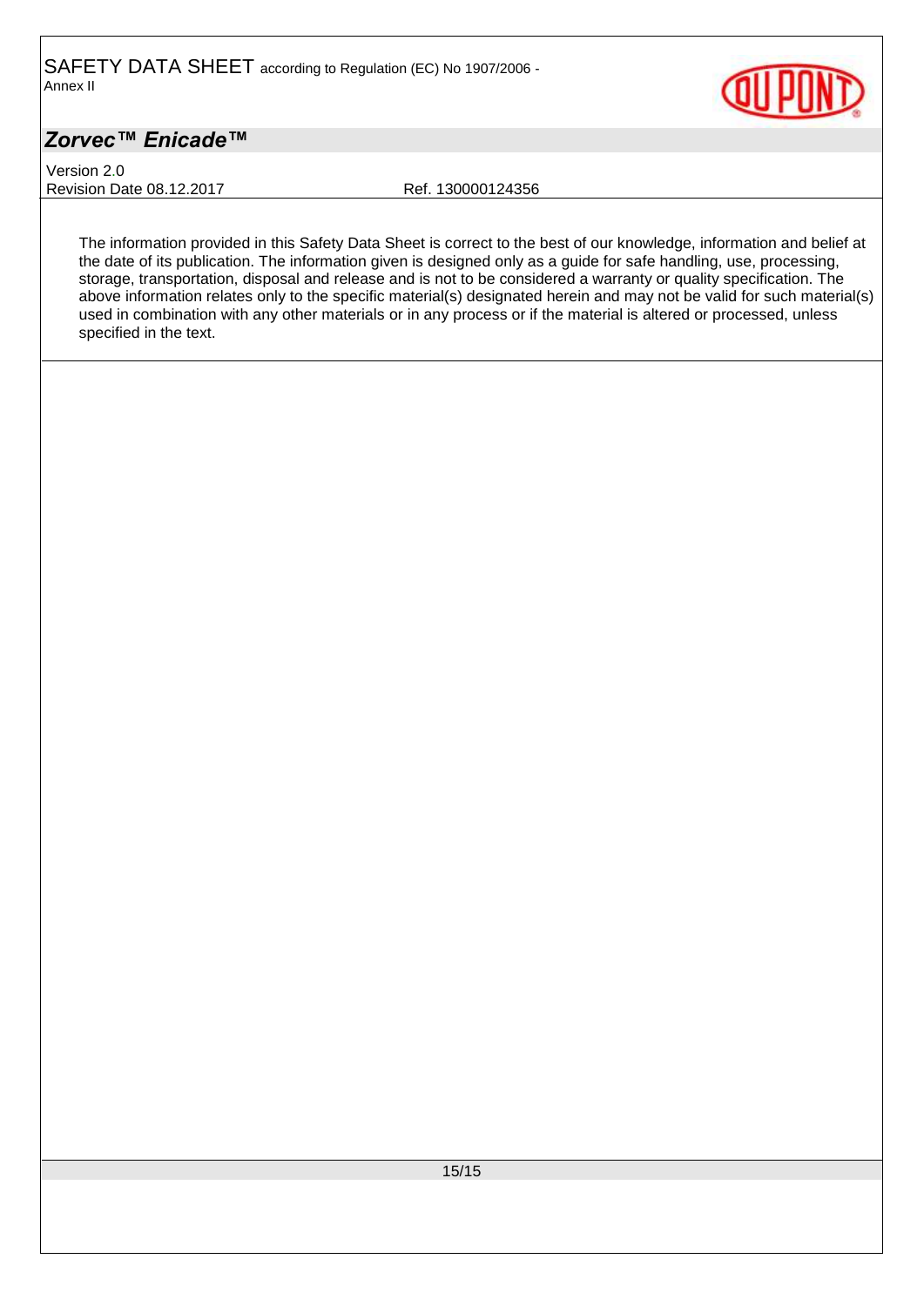The information provided in this Safety Data Sheet is correct to the best of our knowledge, information and belief at the date of its publication. The information given is designed only as a guide for safe handling, use, processing, storage, transportation, disposal and release and is not to be considered a warranty or quality specification. The above information relates only to the specific material(s) designated herein and may not be valid for such material(s) used in combination with any other materials or in any process or if the material is altered or processed, unless specified in the text.